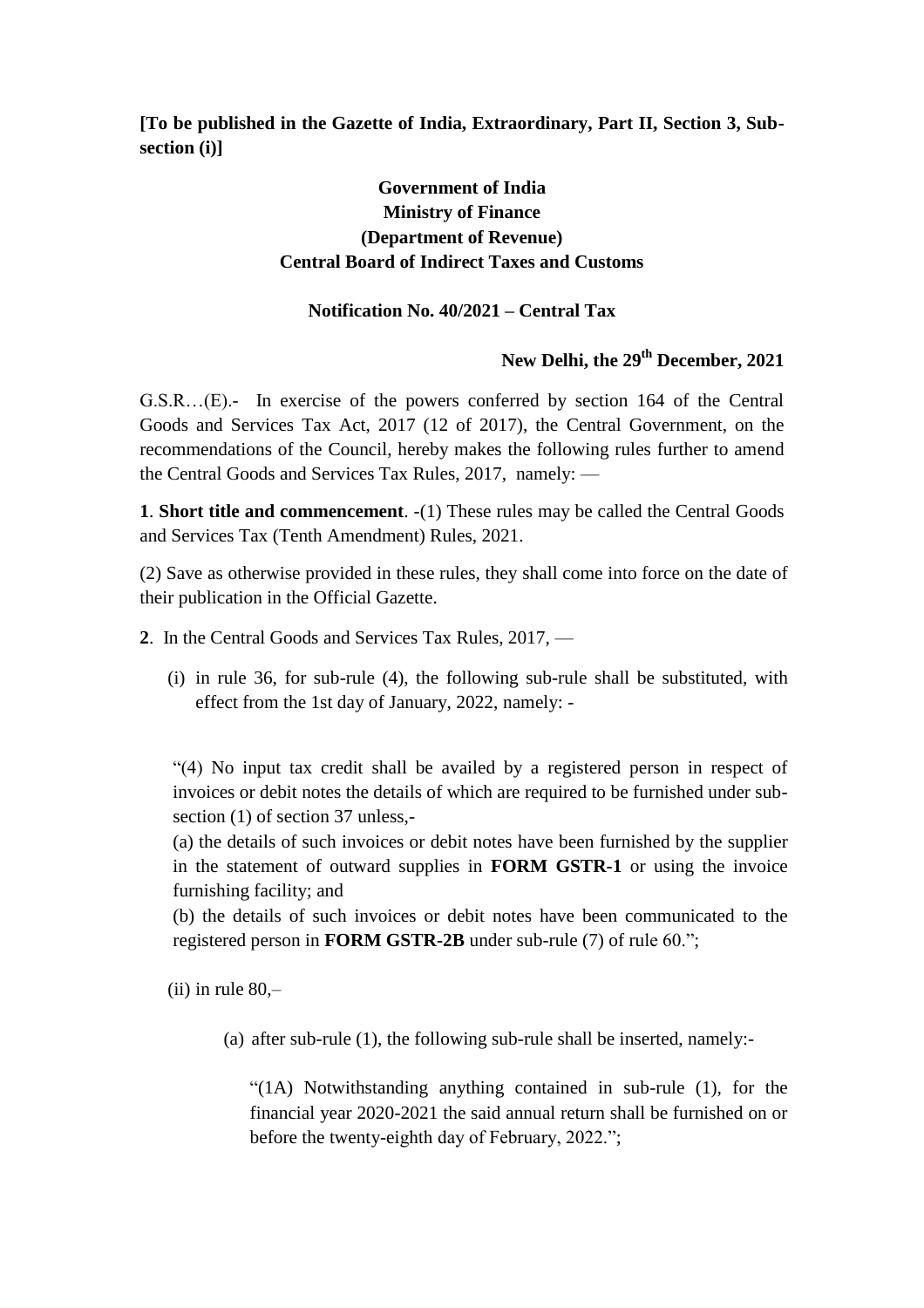**[To be published in the Gazette of India, Extraordinary, Part II, Section 3, Sub-section (i)]**

**Government of India**
**Ministry of Finance**
**(Department of Revenue)**
**Central Board of Indirect Taxes and Customs**

**Notification No. 40/2021 – Central Tax**

**New Delhi, the 29th December, 2021**

G.S.R…(E).- In exercise of the powers conferred by section 164 of the Central Goods and Services Tax Act, 2017 (12 of 2017), the Central Government, on the recommendations of the Council, hereby makes the following rules further to amend the Central Goods and Services Tax Rules, 2017, namely: —

**1**. **Short title and commencement**. -(1) These rules may be called the Central Goods and Services Tax (Tenth Amendment) Rules, 2021.

(2) Save as otherwise provided in these rules, they shall come into force on the date of their publication in the Official Gazette.

**2**. In the Central Goods and Services Tax Rules, 2017, —

(i) in rule 36, for sub-rule (4), the following sub-rule shall be substituted, with effect from the 1st day of January, 2022, namely: -

"(4) No input tax credit shall be availed by a registered person in respect of invoices or debit notes the details of which are required to be furnished under sub-section (1) of section 37 unless,-

(a) the details of such invoices or debit notes have been furnished by the supplier in the statement of outward supplies in **FORM GSTR-1** or using the invoice furnishing facility; and

(b) the details of such invoices or debit notes have been communicated to the registered person in **FORM GSTR-2B** under sub-rule (7) of rule 60.";

(ii) in rule 80,–

(a) after sub-rule (1), the following sub-rule shall be inserted, namely:-

"(1A) Notwithstanding anything contained in sub-rule (1), for the financial year 2020-2021 the said annual return shall be furnished on or before the twenty-eighth day of February, 2022.";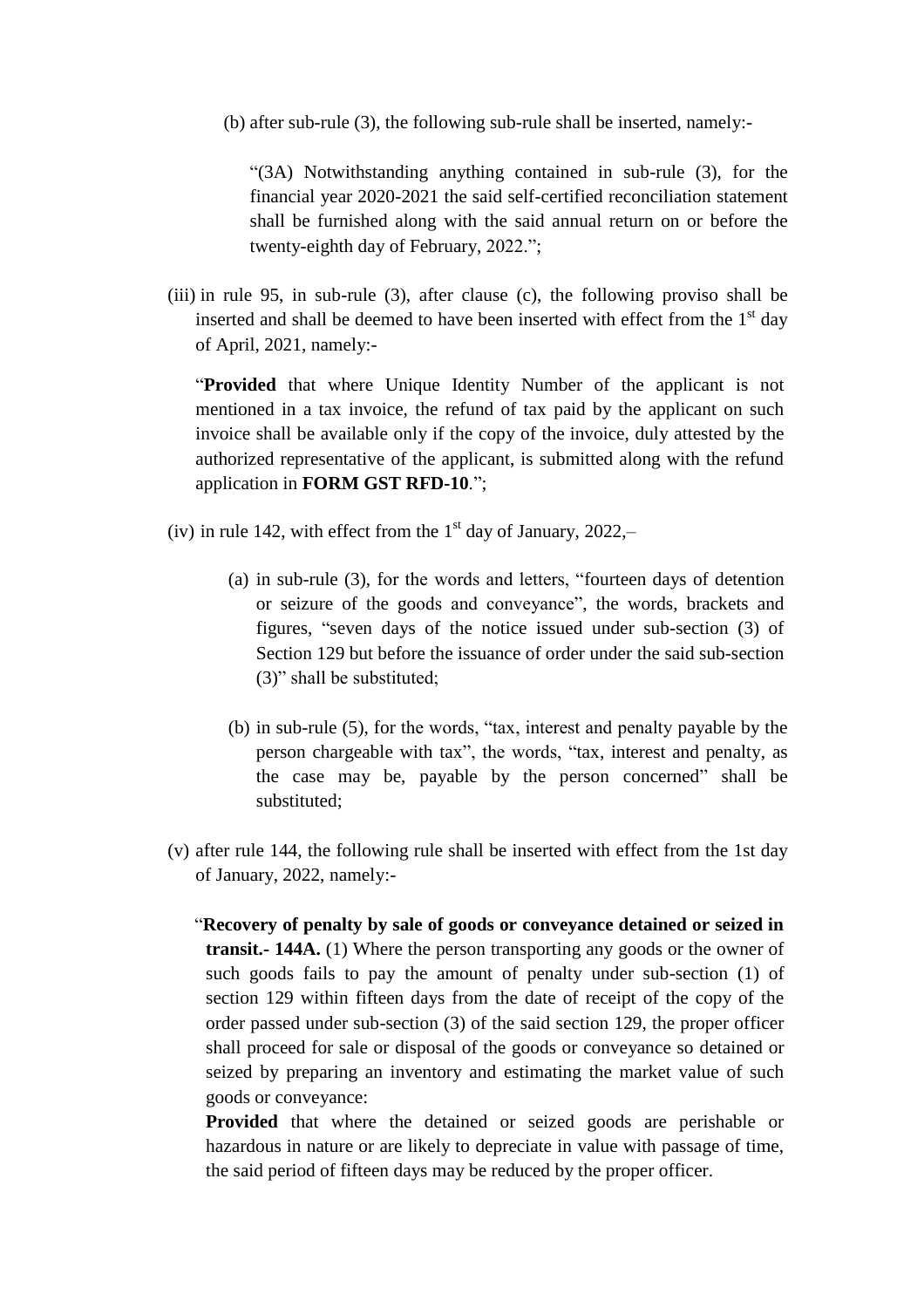(b) after sub-rule (3), the following sub-rule shall be inserted, namely:-

> "(3A) Notwithstanding anything contained in sub-rule (3), for the financial year 2020-2021 the said self-certified reconciliation statement shall be furnished along with the said annual return on or before the twenty-eighth day of February, 2022.";

(iii) in rule 95, in sub-rule (3), after clause (c), the following proviso shall be inserted and shall be deemed to have been inserted with effect from the 1st day of April, 2021, namely:-

> "**Provided** that where Unique Identity Number of the applicant is not mentioned in a tax invoice, the refund of tax paid by the applicant on such invoice shall be available only if the copy of the invoice, duly attested by the authorized representative of the applicant, is submitted along with the refund application in **FORM GST RFD-10**.";

(iv) in rule 142, with effect from the 1st day of January, 2022,–

> (a) in sub-rule (3), for the words and letters, "fourteen days of detention or seizure of the goods and conveyance", the words, brackets and figures, "seven days of the notice issued under sub-section (3) of Section 129 but before the issuance of order under the said sub-section (3)" shall be substituted;
>
> (b) in sub-rule (5), for the words, "tax, interest and penalty payable by the person chargeable with tax", the words, "tax, interest and penalty, as the case may be, payable by the person concerned" shall be substituted;

(v) after rule 144, the following rule shall be inserted with effect from the 1st day of January, 2022, namely:-

> "**Recovery of penalty by sale of goods or conveyance detained or seized in transit.- 144A.** (1) Where the person transporting any goods or the owner of such goods fails to pay the amount of penalty under sub-section (1) of section 129 within fifteen days from the date of receipt of the copy of the order passed under sub-section (3) of the said section 129, the proper officer shall proceed for sale or disposal of the goods or conveyance so detained or seized by preparing an inventory and estimating the market value of such goods or conveyance:
>
> **Provided** that where the detained or seized goods are perishable or hazardous in nature or are likely to depreciate in value with passage of time, the said period of fifteen days may be reduced by the proper officer.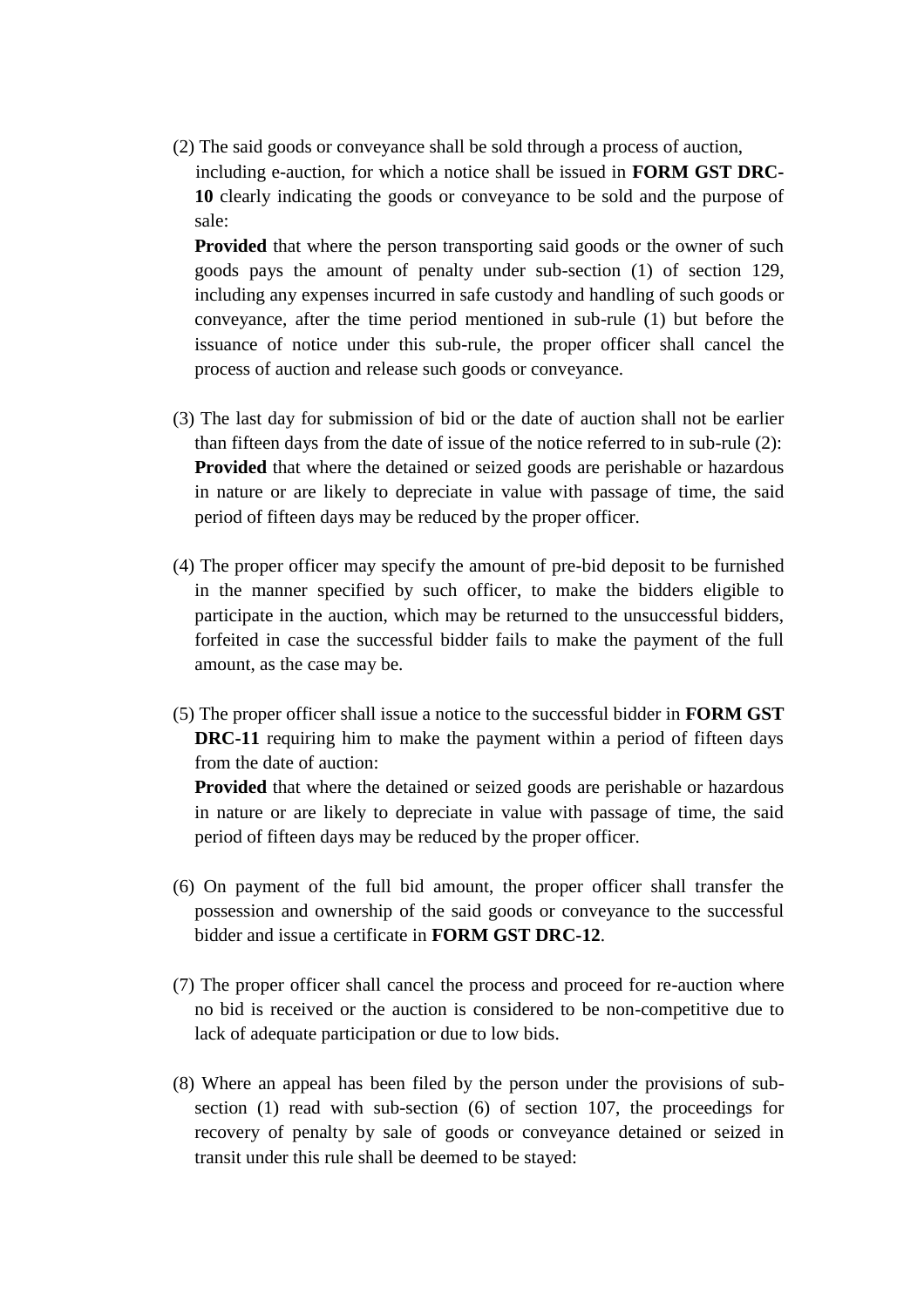(2) The said goods or conveyance shall be sold through a process of auction, including e-auction, for which a notice shall be issued in **FORM GST DRC-10** clearly indicating the goods or conveyance to be sold and the purpose of sale:

**Provided** that where the person transporting said goods or the owner of such goods pays the amount of penalty under sub-section (1) of section 129, including any expenses incurred in safe custody and handling of such goods or conveyance, after the time period mentioned in sub-rule (1) but before the issuance of notice under this sub-rule, the proper officer shall cancel the process of auction and release such goods or conveyance.

(3) The last day for submission of bid or the date of auction shall not be earlier than fifteen days from the date of issue of the notice referred to in sub-rule (2):

**Provided** that where the detained or seized goods are perishable or hazardous in nature or are likely to depreciate in value with passage of time, the said period of fifteen days may be reduced by the proper officer.

(4) The proper officer may specify the amount of pre-bid deposit to be furnished in the manner specified by such officer, to make the bidders eligible to participate in the auction, which may be returned to the unsuccessful bidders, forfeited in case the successful bidder fails to make the payment of the full amount, as the case may be.

(5) The proper officer shall issue a notice to the successful bidder in **FORM GST DRC-11** requiring him to make the payment within a period of fifteen days from the date of auction:

**Provided** that where the detained or seized goods are perishable or hazardous in nature or are likely to depreciate in value with passage of time, the said period of fifteen days may be reduced by the proper officer.

(6) On payment of the full bid amount, the proper officer shall transfer the possession and ownership of the said goods or conveyance to the successful bidder and issue a certificate in **FORM GST DRC-12**.

(7) The proper officer shall cancel the process and proceed for re-auction where no bid is received or the auction is considered to be non-competitive due to lack of adequate participation or due to low bids.

(8) Where an appeal has been filed by the person under the provisions of sub-section (1) read with sub-section (6) of section 107, the proceedings for recovery of penalty by sale of goods or conveyance detained or seized in transit under this rule shall be deemed to be stayed: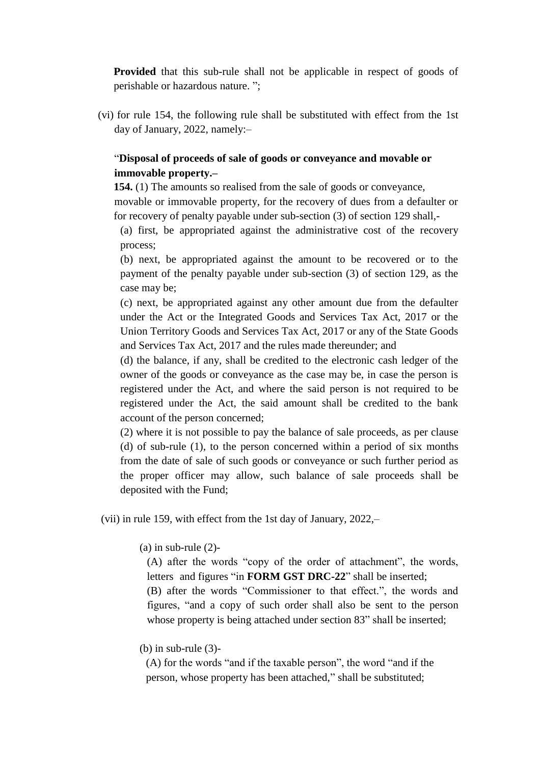**Provided** that this sub-rule shall not be applicable in respect of goods of perishable or hazardous nature. ";

(vi) for rule 154, the following rule shall be substituted with effect from the 1st day of January, 2022, namely:–

"**Disposal of proceeds of sale of goods or conveyance and movable or immovable property.–**

**154.** (1) The amounts so realised from the sale of goods or conveyance, movable or immovable property, for the recovery of dues from a defaulter or for recovery of penalty payable under sub-section (3) of section 129 shall,-

(a) first, be appropriated against the administrative cost of the recovery process;

(b) next, be appropriated against the amount to be recovered or to the payment of the penalty payable under sub-section (3) of section 129, as the case may be;

(c) next, be appropriated against any other amount due from the defaulter under the Act or the Integrated Goods and Services Tax Act, 2017 or the Union Territory Goods and Services Tax Act, 2017 or any of the State Goods and Services Tax Act, 2017 and the rules made thereunder; and

(d) the balance, if any, shall be credited to the electronic cash ledger of the owner of the goods or conveyance as the case may be, in case the person is registered under the Act, and where the said person is not required to be registered under the Act, the said amount shall be credited to the bank account of the person concerned;

(2) where it is not possible to pay the balance of sale proceeds, as per clause (d) of sub-rule (1), to the person concerned within a period of six months from the date of sale of such goods or conveyance or such further period as the proper officer may allow, such balance of sale proceeds shall be deposited with the Fund;

(vii) in rule 159, with effect from the 1st day of January, 2022,–

(a) in sub-rule (2)-

(A) after the words "copy of the order of attachment", the words, letters and figures "in **FORM GST DRC-22**" shall be inserted;

(B) after the words "Commissioner to that effect.", the words and figures, "and a copy of such order shall also be sent to the person whose property is being attached under section 83" shall be inserted;

(b) in sub-rule (3)-

(A) for the words "and if the taxable person", the word "and if the person, whose property has been attached," shall be substituted;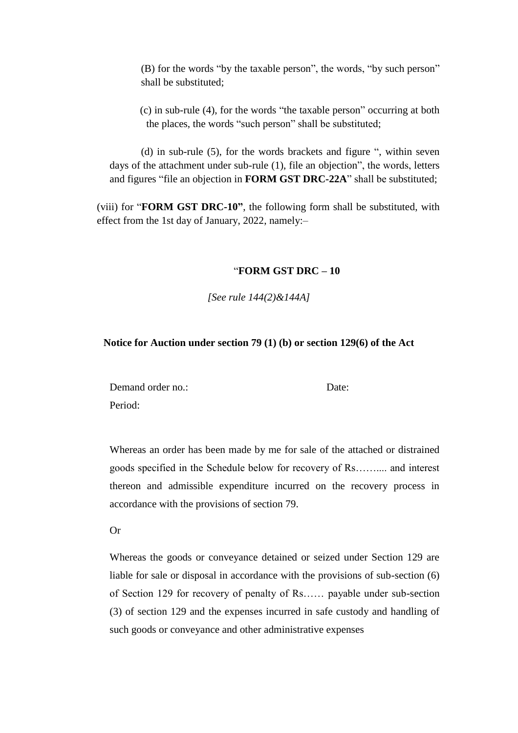(B) for the words "by the taxable person", the words, "by such person" shall be substituted;

(c) in sub-rule (4), for the words "the taxable person" occurring at both the places, the words "such person" shall be substituted;

(d) in sub-rule (5), for the words brackets and figure ", within seven days of the attachment under sub-rule (1), file an objection", the words, letters and figures "file an objection in **FORM GST DRC-22A**" shall be substituted;

(viii) for "**FORM GST DRC-10"**, the following form shall be substituted, with effect from the 1st day of January, 2022, namely:–

"**FORM GST DRC – 10**

*[See rule 144(2)&144A]*

**Notice for Auction under section 79 (1) (b) or section 129(6) of the Act**

Demand order no.: Date:

Period:

Whereas an order has been made by me for sale of the attached or distrained goods specified in the Schedule below for recovery of Rs…….... and interest thereon and admissible expenditure incurred on the recovery process in accordance with the provisions of section 79.

Or

Whereas the goods or conveyance detained or seized under Section 129 are liable for sale or disposal in accordance with the provisions of sub-section (6) of Section 129 for recovery of penalty of Rs…… payable under sub-section (3) of section 129 and the expenses incurred in safe custody and handling of such goods or conveyance and other administrative expenses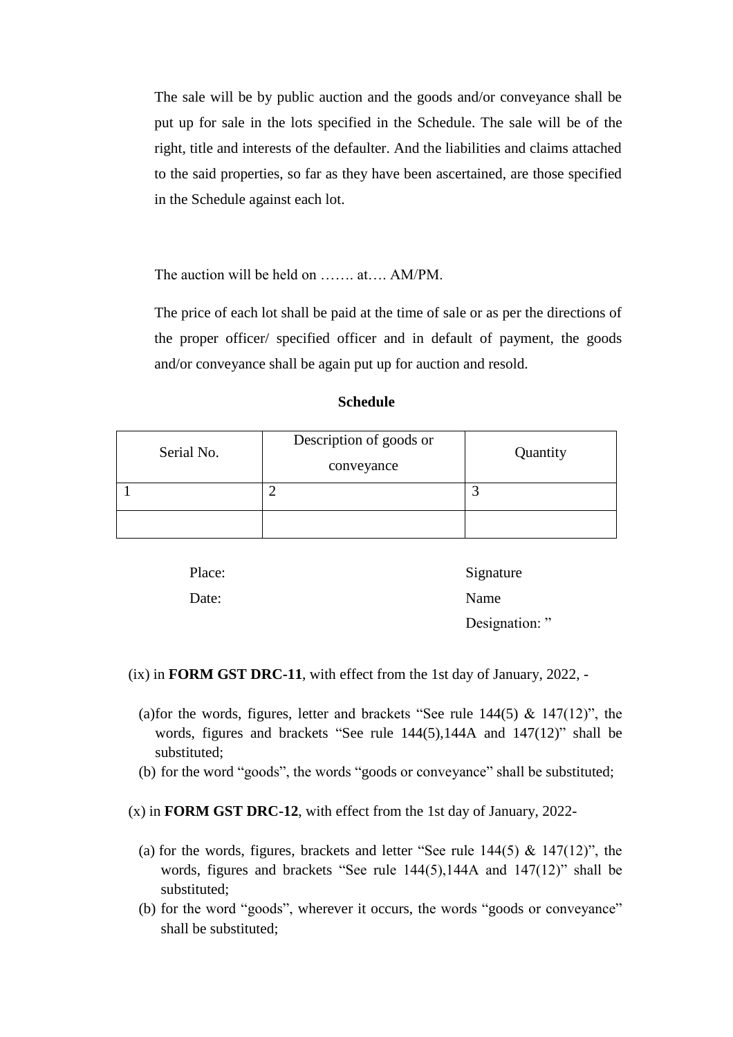The sale will be by public auction and the goods and/or conveyance shall be put up for sale in the lots specified in the Schedule. The sale will be of the right, title and interests of the defaulter. And the liabilities and claims attached to the said properties, so far as they have been ascertained, are those specified in the Schedule against each lot.

The auction will be held on ……. at…. AM/PM.

The price of each lot shall be paid at the time of sale or as per the directions of the proper officer/ specified officer and in default of payment, the goods and/or conveyance shall be again put up for auction and resold.

**Schedule**

| Serial No. | Description of goods or conveyance | Quantity |
|---|---|---|
| 1 | 2 | 3 |
| | | |

Place: Signature

Date: Name

Designation: "

(ix) in **FORM GST DRC-11**, with effect from the 1st day of January, 2022, -

(a) for the words, figures, letter and brackets "See rule 144(5) & 147(12)", the words, figures and brackets "See rule 144(5),144A and 147(12)" shall be substituted;

(b) for the word "goods", the words "goods or conveyance" shall be substituted;

(x) in **FORM GST DRC-12**, with effect from the 1st day of January, 2022-

(a) for the words, figures, brackets and letter "See rule 144(5) & 147(12)", the words, figures and brackets "See rule 144(5),144A and 147(12)" shall be substituted;

(b) for the word "goods", wherever it occurs, the words "goods or conveyance" shall be substituted;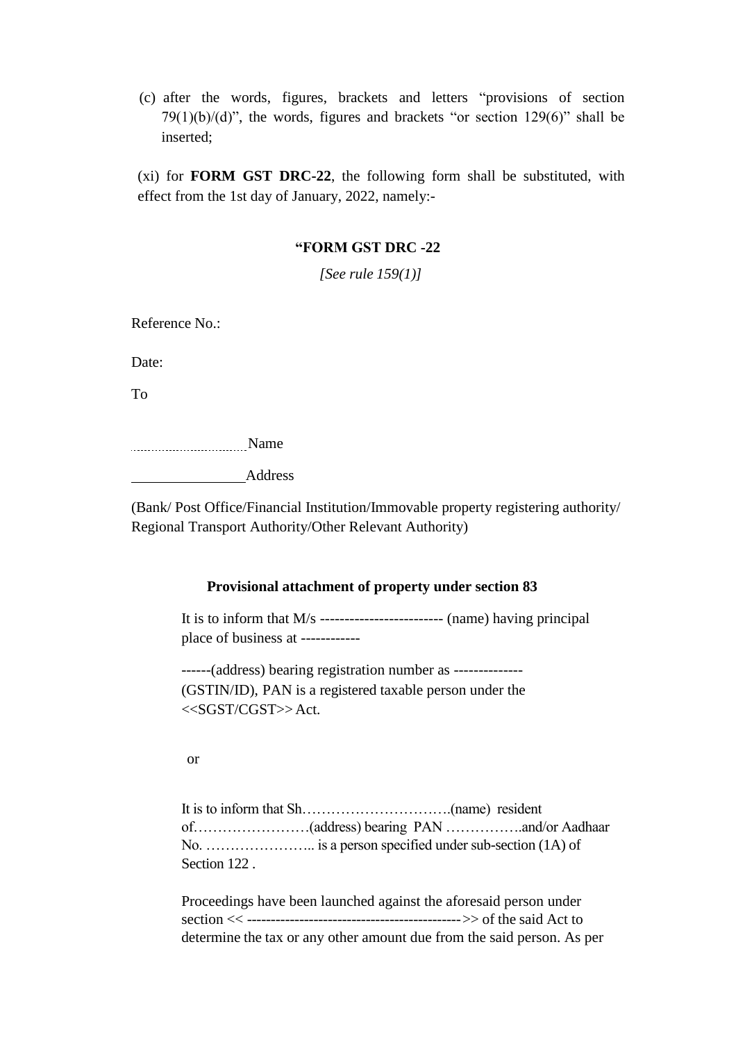(c) after the words, figures, brackets and letters "provisions of section 79(1)(b)/(d)", the words, figures and brackets "or section 129(6)" shall be inserted;

(xi) for **FORM GST DRC-22**, the following form shall be substituted, with effect from the 1st day of January, 2022, namely:-

**"FORM GST DRC -22**

*[See rule 159(1)]*

Reference No.:

Date:

To

..............................Name

_______________Address

(Bank/ Post Office/Financial Institution/Immovable property registering authority/ Regional Transport Authority/Other Relevant Authority)

**Provisional attachment of property under section 83**

It is to inform that M/s ------------------------- (name) having principal place of business at ------------

------(address) bearing registration number as -------------- (GSTIN/ID), PAN is a registered taxable person under the <<SGST/CGST>> Act.

or

It is to inform that Sh………………………….(name) resident of……………………(address) bearing PAN …………….and/or Aadhaar No. ………………….. is a person specified under sub-section (1A) of Section 122 .

Proceedings have been launched against the aforesaid person under section << --------------------------------------------->> of the said Act to determine the tax or any other amount due from the said person. As per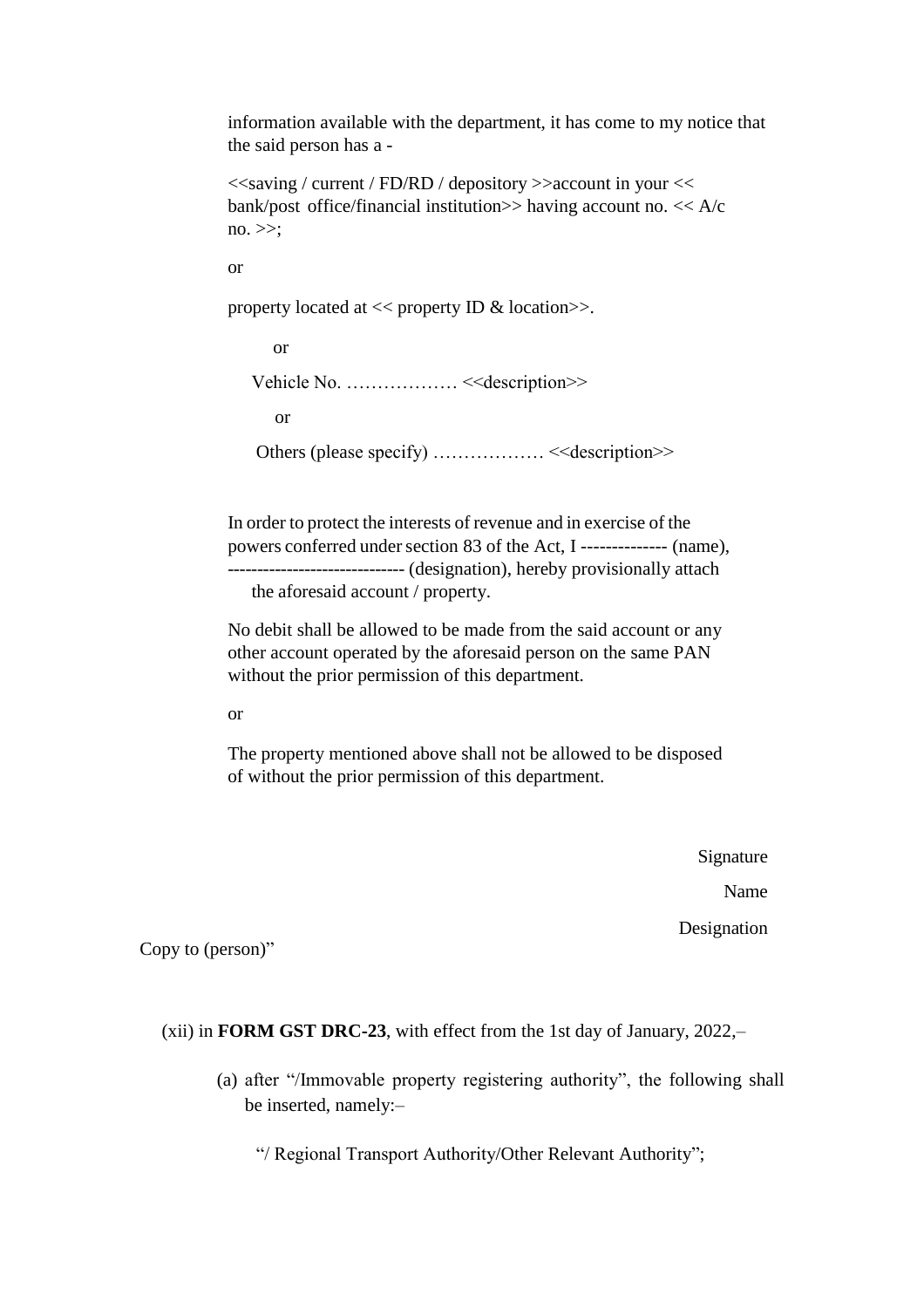information available with the department, it has come to my notice that the said person has a -

<<saving / current / FD/RD / depository >>account in your << bank/post office/financial institution>> having account no. << A/c no. >>;

or

property located at << property ID & location>>.

or

Vehicle No. ……………… <<description>>

or

Others (please specify) ……………… <<description>>

In order to protect the interests of revenue and in exercise of the powers conferred under section 83 of the Act, I -------------- (name), ----------------------------- (designation), hereby provisionally attach the aforesaid account / property.

No debit shall be allowed to be made from the said account or any other account operated by the aforesaid person on the same PAN without the prior permission of this department.

or

The property mentioned above shall not be allowed to be disposed of without the prior permission of this department.

Signature

Name

Designation

Copy to (person)"

(xii) in **FORM GST DRC-23**, with effect from the 1st day of January, 2022,–

(a) after "/Immovable property registering authority", the following shall be inserted, namely:–

"/ Regional Transport Authority/Other Relevant Authority";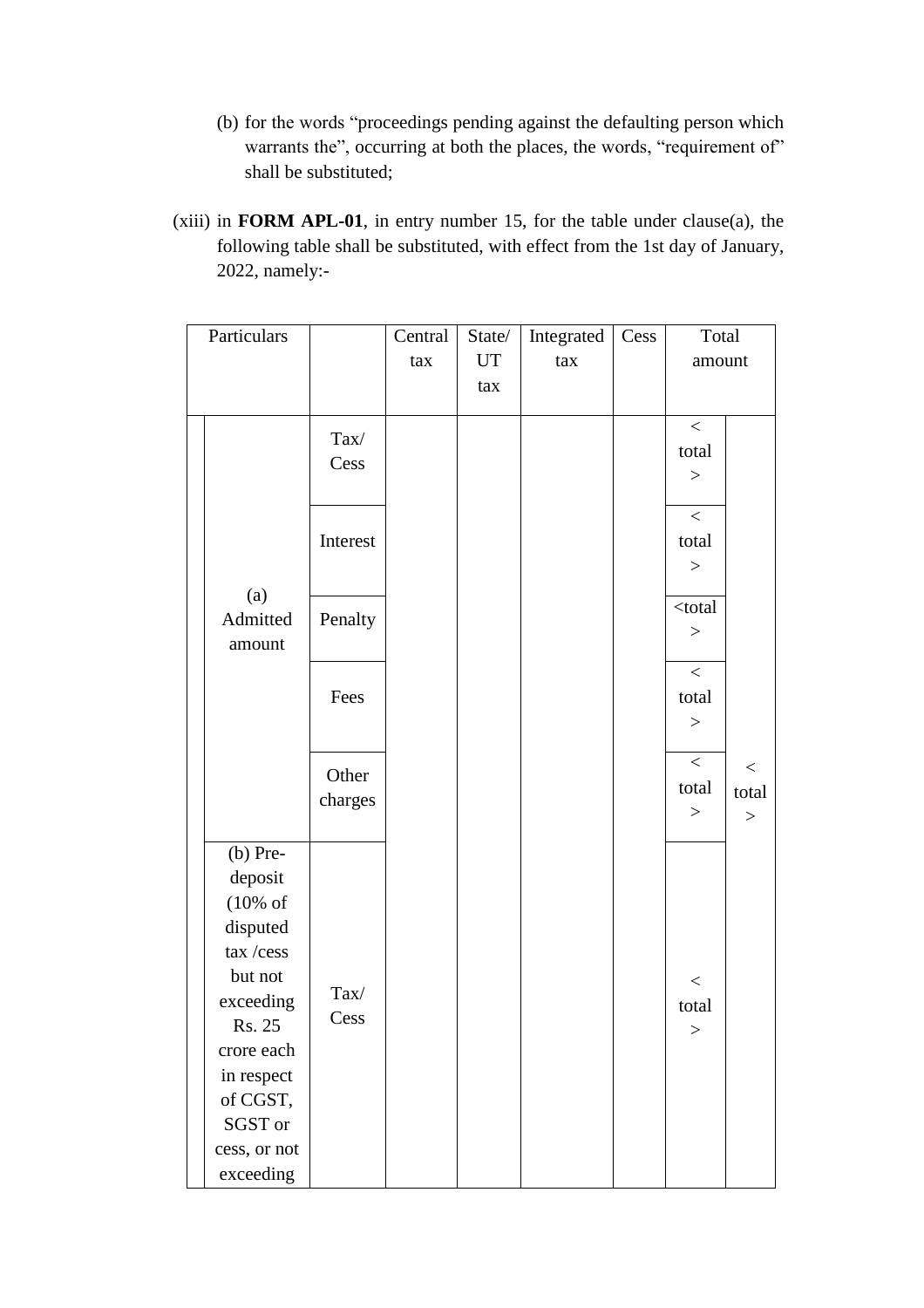(b) for the words "proceedings pending against the defaulting person which warrants the", occurring at both the places, the words, "requirement of" shall be substituted;

(xiii) in **FORM APL-01**, in entry number 15, for the table under clause(a), the following table shall be substituted, with effect from the 1st day of January, 2022, namely:-

| Particulars | | | Central tax | State/ UT tax | Integrated tax | Cess | Total amount | |
|---|---|---|---|---|---|---|---|---|
| | (a) Admitted amount | Tax/ Cess | | | | | < total > | < total > |
| | | Interest | | | | | < total > | |
| | | Penalty | | | | | <total > | |
| | | Fees | | | | | < total > | |
| | | Other charges | | | | | < total > | |
| | (b) Pre-deposit (10% of disputed tax /cess but not exceeding Rs. 25 crore each in respect of CGST, SGST or cess, or not exceeding | Tax/ Cess | | | | | < total > | |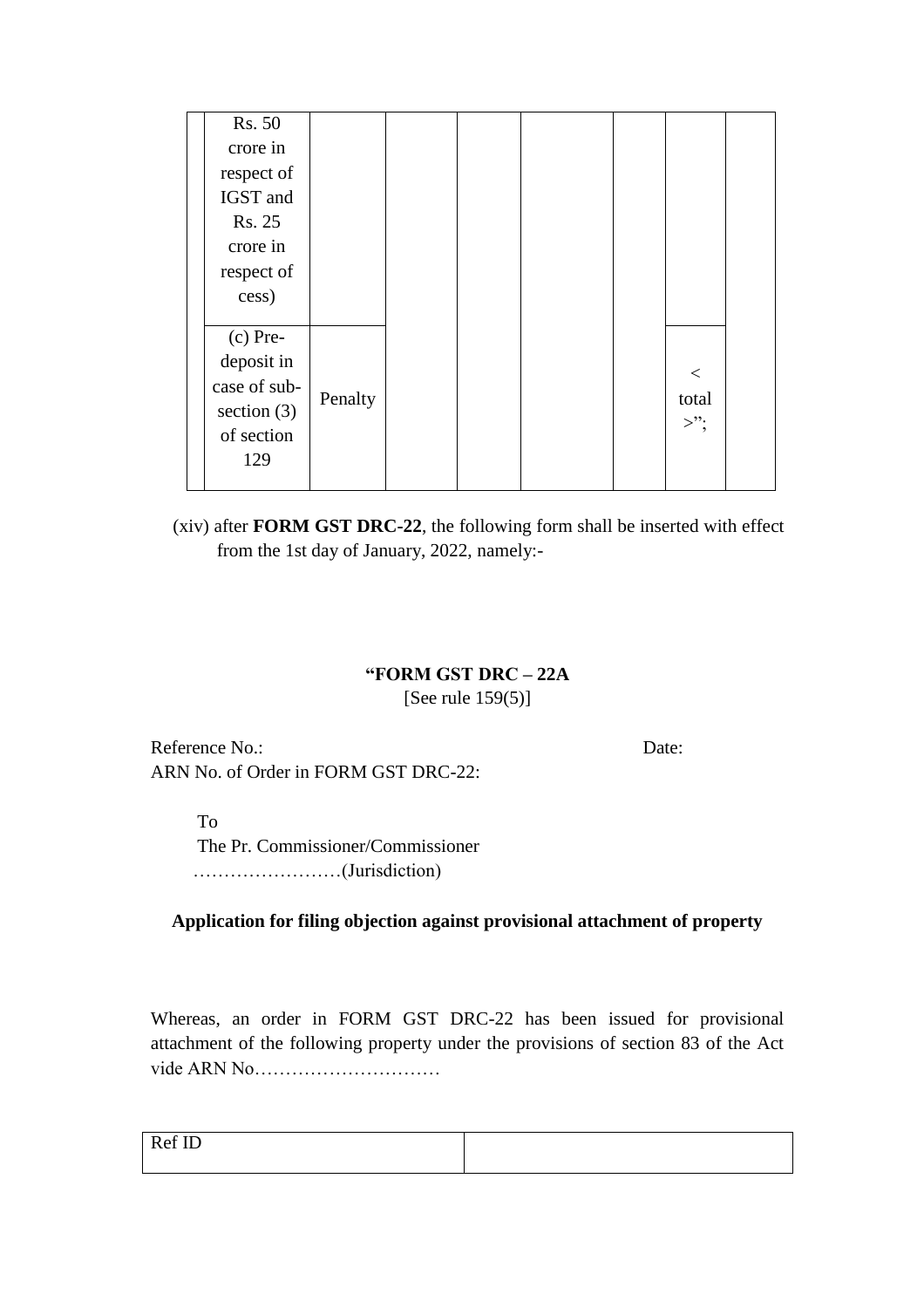| | Rs. 50 crore in respect of IGST and Rs. 25 crore in respect of cess) | | | | | | | |
|---|---|---|---|---|---|---|---|---|
| | (c) Pre-deposit in case of sub-section (3) of section 129 | Penalty | | | | | < total >"; | |

(xiv) after **FORM GST DRC-22**, the following form shall be inserted with effect from the 1st day of January, 2022, namely:-

**"FORM GST DRC – 22A**
[See rule 159(5)]

Reference No.: Date:
ARN No. of Order in FORM GST DRC-22:

To
The Pr. Commissioner/Commissioner
……………………(Jurisdiction)

**Application for filing objection against provisional attachment of property**

Whereas, an order in FORM GST DRC-22 has been issued for provisional attachment of the following property under the provisions of section 83 of the Act vide ARN No…………………………

| Ref ID | |
|---|---|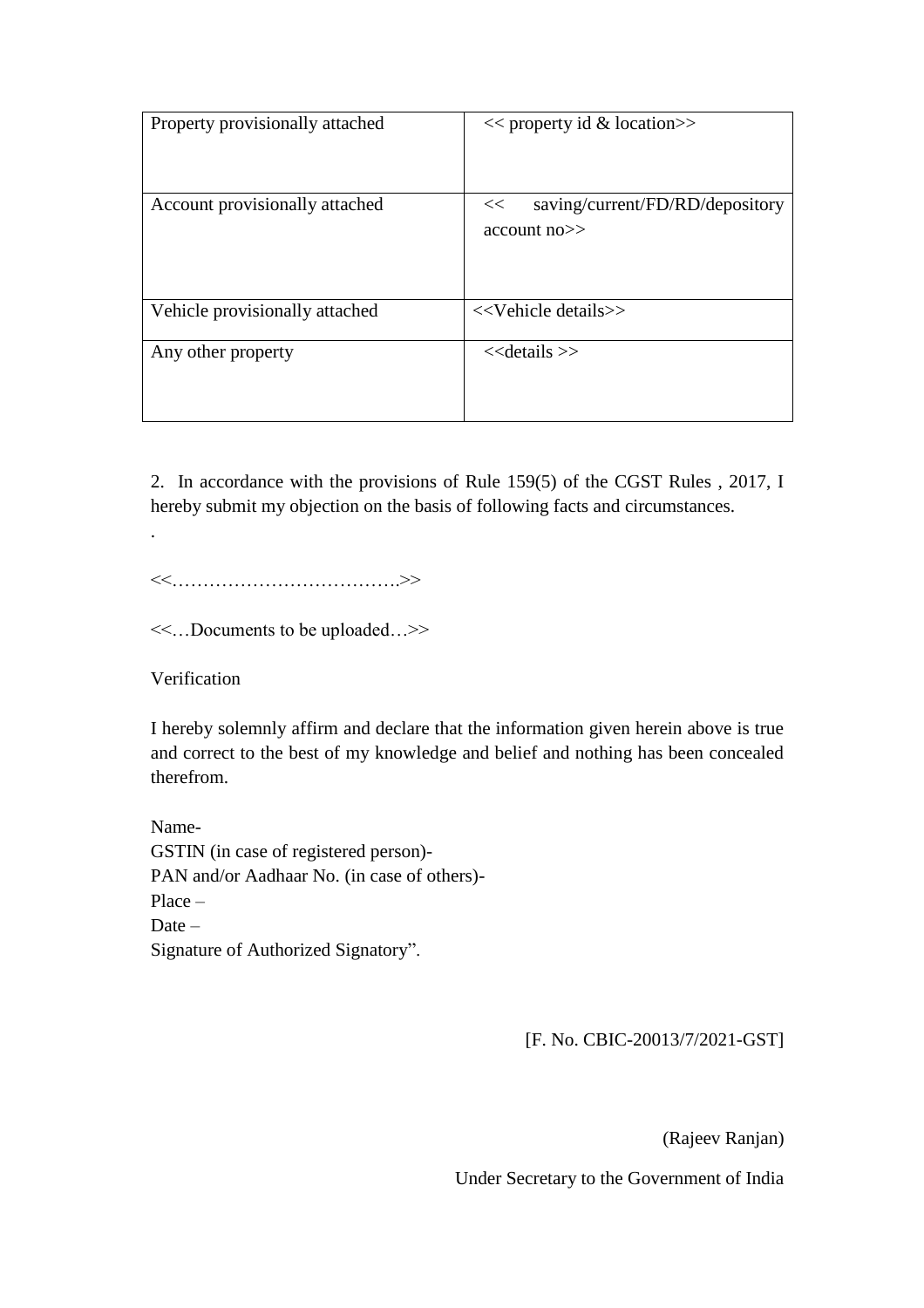| Property provisionally attached | << property id & location>> |
|---|---|
| Account provisionally attached | << saving/current/FD/RD/depository account no>> |
| Vehicle provisionally attached | <<Vehicle details>> |
| Any other property | <<details >> |

2. In accordance with the provisions of Rule 159(5) of the CGST Rules , 2017, I hereby submit my objection on the basis of following facts and circumstances.

.

<<……………………………….>>

<<…Documents to be uploaded…>>

Verification

I hereby solemnly affirm and declare that the information given herein above is true and correct to the best of my knowledge and belief and nothing has been concealed therefrom.

Name-
GSTIN (in case of registered person)-
PAN and/or Aadhaar No. (in case of others)-
Place –
Date –
Signature of Authorized Signatory".

[F. No. CBIC-20013/7/2021-GST]

(Rajeev Ranjan)

Under Secretary to the Government of India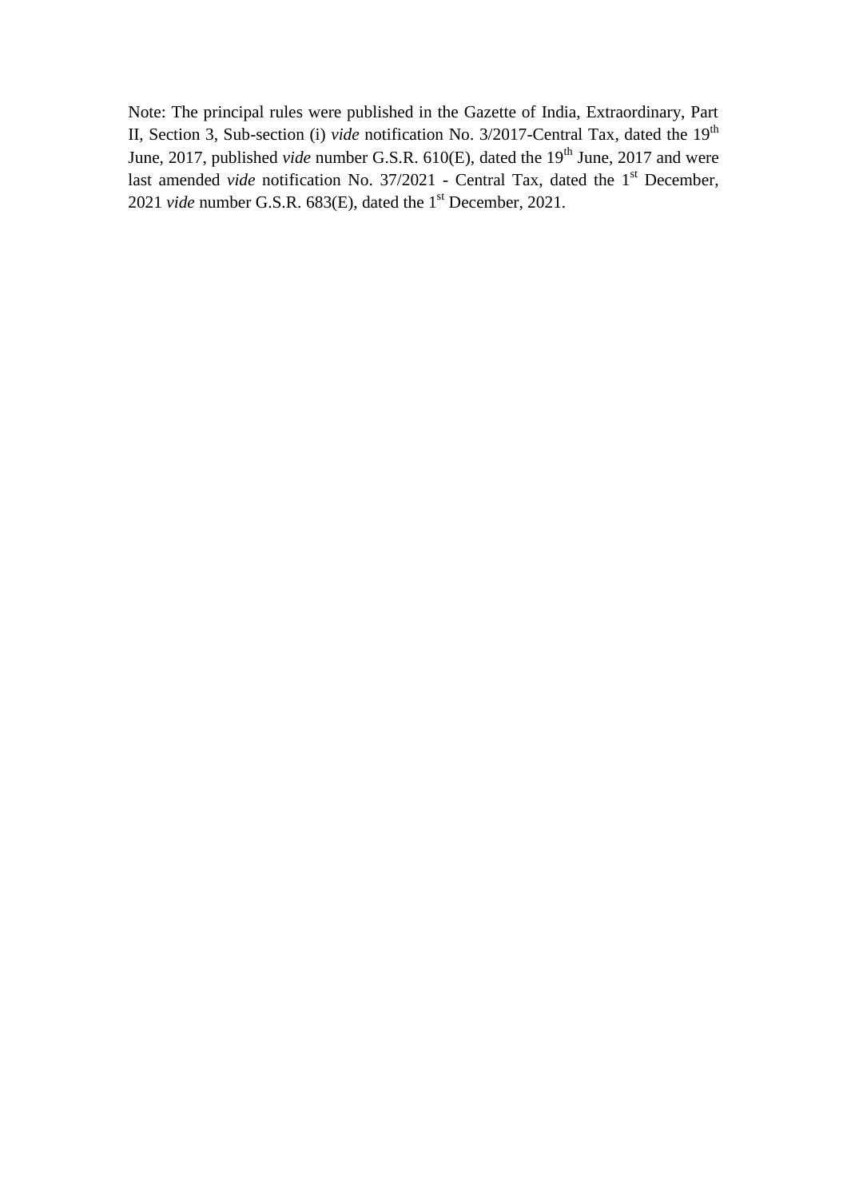Note: The principal rules were published in the Gazette of India, Extraordinary, Part II, Section 3, Sub-section (i) *vide* notification No. 3/2017-Central Tax, dated the 19th June, 2017, published *vide* number G.S.R. 610(E), dated the 19th June, 2017 and were last amended *vide* notification No. 37/2021 - Central Tax, dated the 1st December, 2021 *vide* number G.S.R. 683(E), dated the 1st December, 2021.